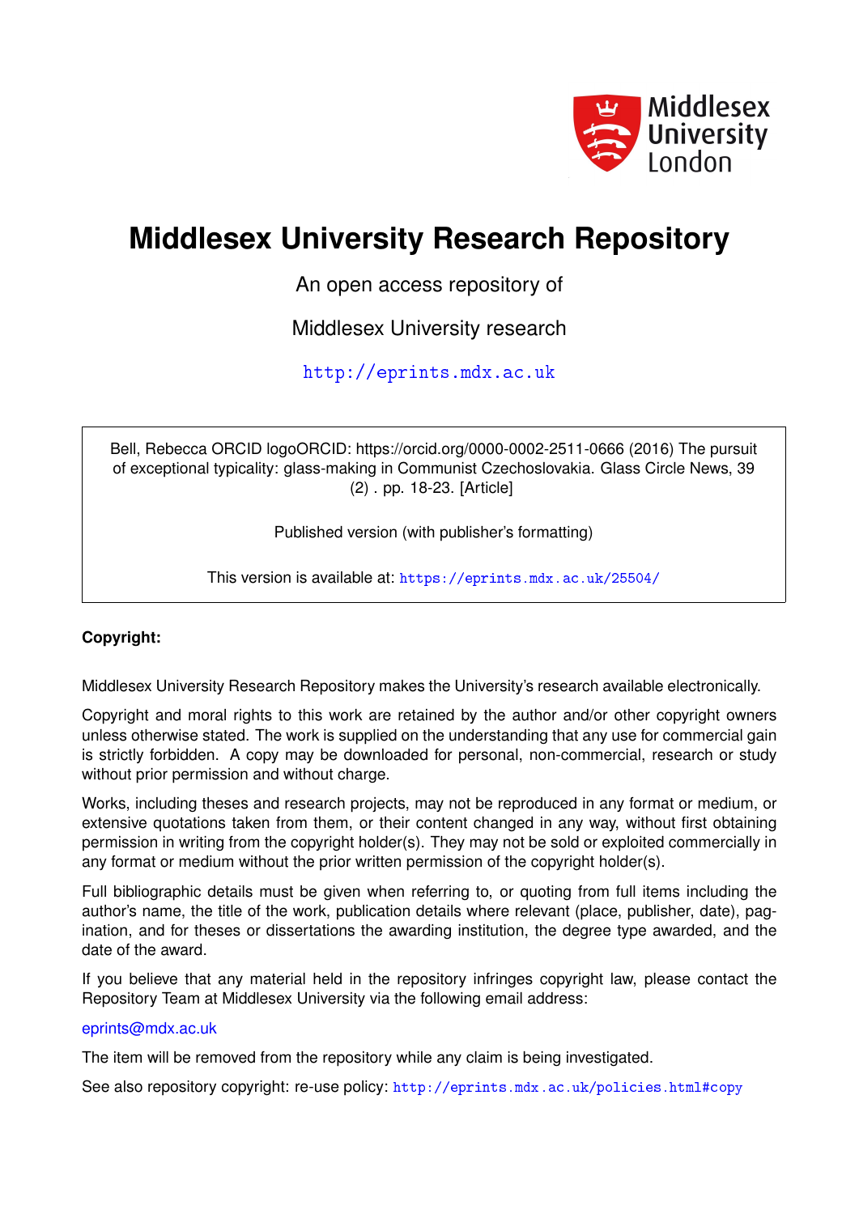Middlesex University London

# Middlesex University Research Repository

An open access repository of

Middlesex University research

http://eprints.mdx.ac.uk

Bell, Rebecca ORCID logoORCID: https://orcid.org/0000-0002-2511-0666 (2016) The pursuit of exceptional typicality: glass-making in Communist Czechoslovakia. Glass Circle News, 39 (2) . pp. 18-23. [Article]

Published version (with publisher's formatting)

This version is available at: https://eprints.mdx.ac.uk/25504/

**Copyright:**

Middlesex University Research Repository makes the University's research available electronically.

Copyright and moral rights to this work are retained by the author and/or other copyright owners unless otherwise stated. The work is supplied on the understanding that any use for commercial gain is strictly forbidden. A copy may be downloaded for personal, non-commercial, research or study without prior permission and without charge.

Works, including theses and research projects, may not be reproduced in any format or medium, or extensive quotations taken from them, or their content changed in any way, without first obtaining permission in writing from the copyright holder(s). They may not be sold or exploited commercially in any format or medium without the prior written permission of the copyright holder(s).

Full bibliographic details must be given when referring to, or quoting from full items including the author's name, the title of the work, publication details where relevant (place, publisher, date), pagination, and for theses or dissertations the awarding institution, the degree type awarded, and the date of the award.

If you believe that any material held in the repository infringes copyright law, please contact the Repository Team at Middlesex University via the following email address:

eprints@mdx.ac.uk

The item will be removed from the repository while any claim is being investigated.

See also repository copyright: re-use policy: http://eprints.mdx.ac.uk/policies.html#copy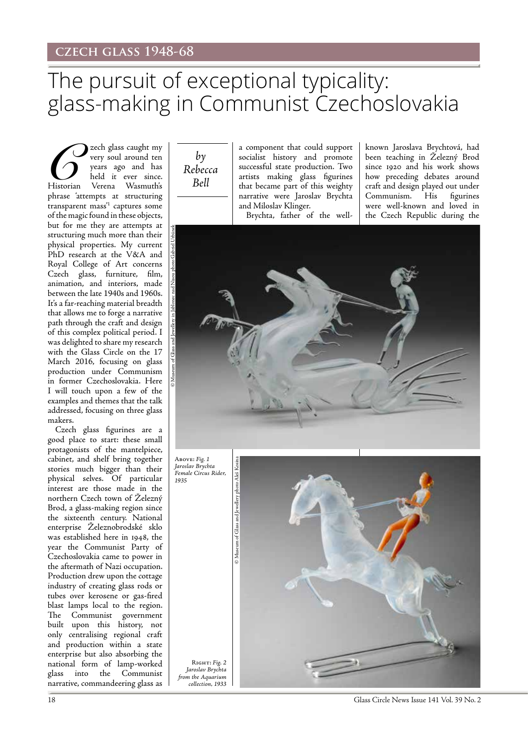## CZECH GLASS 1948-68

# The pursuit of exceptional typicality: glass-making in Communist Czechoslovakia

*by Rebecca Bell*

Czech glass caught my very soul around ten years ago and has held it ever since. Historian Verena Wasmuth's phrase 'attempts at structuring transparent mass'[1] captures some of the magic found in these objects, but for me they are attempts at structuring much more than their physical properties. My current PhD research at the V&A and Royal College of Art concerns Czech glass, furniture, film, animation, and interiors, made between the late 1940s and 1960s. It's a far-reaching material breadth that allows me to forge a narrative path through the craft and design of this complex political period. I was delighted to share my research with the Glass Circle on the 17 March 2016, focusing on glass production under Communism in former Czechoslovakia. Here I will touch upon a few of the examples and themes that the talk addressed, focusing on three glass makers.

Czech glass figurines are a good place to start: these small protagonists of the mantelpiece, cabinet, and shelf bring together stories much bigger than their physical selves. Of particular interest are those made in the northern Czech town of Železný Brod, a glass-making region since the sixteenth century. National enterprise Železnobrodské sklo was established here in 1948, the year the Communist Party of Czechoslovakia came to power in the aftermath of Nazi occupation. Production drew upon the cottage industry of creating glass rods or tubes over kerosene or gas-fired blast lamps local to the region. The Communist government built upon this history, not only centralising regional craft and production within a state enterprise but also absorbing the national form of lamp-worked glass into the Communist narrative, commandeering glass as a component that could support socialist history and promote successful state production. Two artists making glass figurines that became part of this weighty narrative were Jaroslav Brychta and Miloslav Klinger.

Brychta, father of the well-known Jaroslava Brychtová, had been teaching in Železný Brod since 1920 and his work shows how preceding debates around craft and design played out under Communism. His figurines were well-known and loved in the Czech Republic during the

© Museum of Glass and Jewellery in Jablonec nad Nisou photo Gabriel Urbánek

ABOVE: *Fig. 1 Jaroslav Brychta Female Circus Rider, 1935*

© Museum of Glass and Jewellery photo Aleš Kosina

RIGHT: *Fig. 2 Jaroslav Brychta from the Aquarium collection, 1933*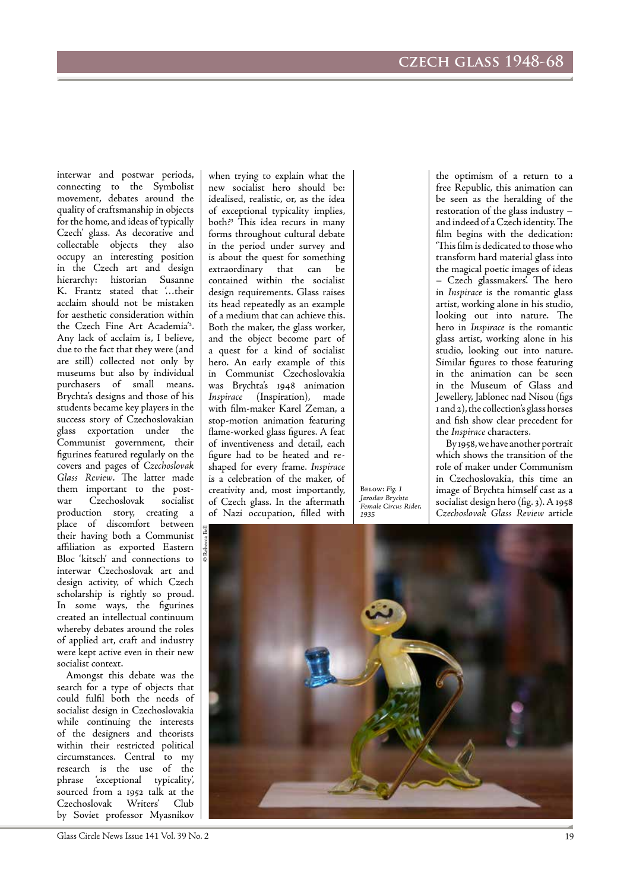interwar and postwar periods, connecting to the Symbolist movement, debates around the quality of craftsmanship in objects for the home, and ideas of 'typically Czech' glass. As decorative and collectable objects they also occupy an interesting position in the Czech art and design hierarchy: historian Susanne K. Frantz stated that '...their acclaim should not be mistaken for aesthetic consideration within the Czech Fine Art Academia'[2]. Any lack of acclaim is, I believe, due to the fact that they were (and are still) collected not only by museums but also by individual purchasers of small means. Brychta's designs and those of his students became key players in the success story of Czechoslovakian glass exportation under the Communist government, their figurines featured regularly on the covers and pages of *Czechoslovak Glass Review*. The latter made them important to the post-war Czechoslovak socialist production story, creating a place of discomfort between their having both a Communist affiliation as exported Eastern Bloc 'kitsch' and connections to interwar Czechoslovak art and design activity, of which Czech scholarship is rightly so proud. In some ways, the figurines created an intellectual continuum whereby debates around the roles of applied art, craft and industry were kept active even in their new socialist context.

Amongst this debate was the search for a type of objects that could fulfil both the needs of socialist design in Czechoslovakia while continuing the interests of the designers and theorists within their restricted political circumstances. Central to my research is the use of the phrase 'exceptional typicality', sourced from a 1952 talk at the Czechoslovak Writers' Club by Soviet professor Myasnikov when trying to explain what the new socialist hero should be: idealised, realistic, or, as the idea of exceptional typicality implies, both?[3] This idea recurs in many forms throughout cultural debate in the period under survey and is about the quest for something extraordinary that can be contained within the socialist design requirements. Glass raises its head repeatedly as an example of a medium that can achieve this. Both the maker, the glass worker, and the object become part of a quest for a kind of socialist hero. An early example of this in Communist Czechoslovakia was Brychta's 1948 animation *Inspirace* (Inspiration), made with film-maker Karel Zeman, a stop-motion animation featuring flame-worked glass figures. A feat of inventiveness and detail, each figure had to be heated and re-shaped for every frame. *Inspirace* is a celebration of the maker, of creativity and, most importantly, of Czech glass. In the aftermath of Nazi occupation, filled with the optimism of a return to a free Republic, this animation can be seen as the heralding of the restoration of the glass industry – and indeed of a Czech identity. The film begins with the dedication: 'This film is dedicated to those who transform hard material glass into the magical poetic images of ideas – Czech glassmakers'. The hero in *Inspirace* is the romantic glass artist, working alone in his studio, looking out into nature. The hero in *Inspirace* is the romantic glass artist, working alone in his studio, looking out into nature. Similar figures to those featuring in the animation can be seen in the Museum of Glass and Jewellery, Jablonec nad Nisou (figs 1 and 2), the collection's glass horses and fish show clear precedent for the *Inspirace* characters.

By 1958, we have another portrait which shows the transition of the role of maker under Communism in Czechoslovakia, this time an image of Brychta himself cast as a socialist design hero (fig. 3). A 1958 *Czechoslovak Glass Review* article

BELOW: *Fig. 1 Jaroslav Brychta Female Circus Rider, 1935*

© Rebecca Bell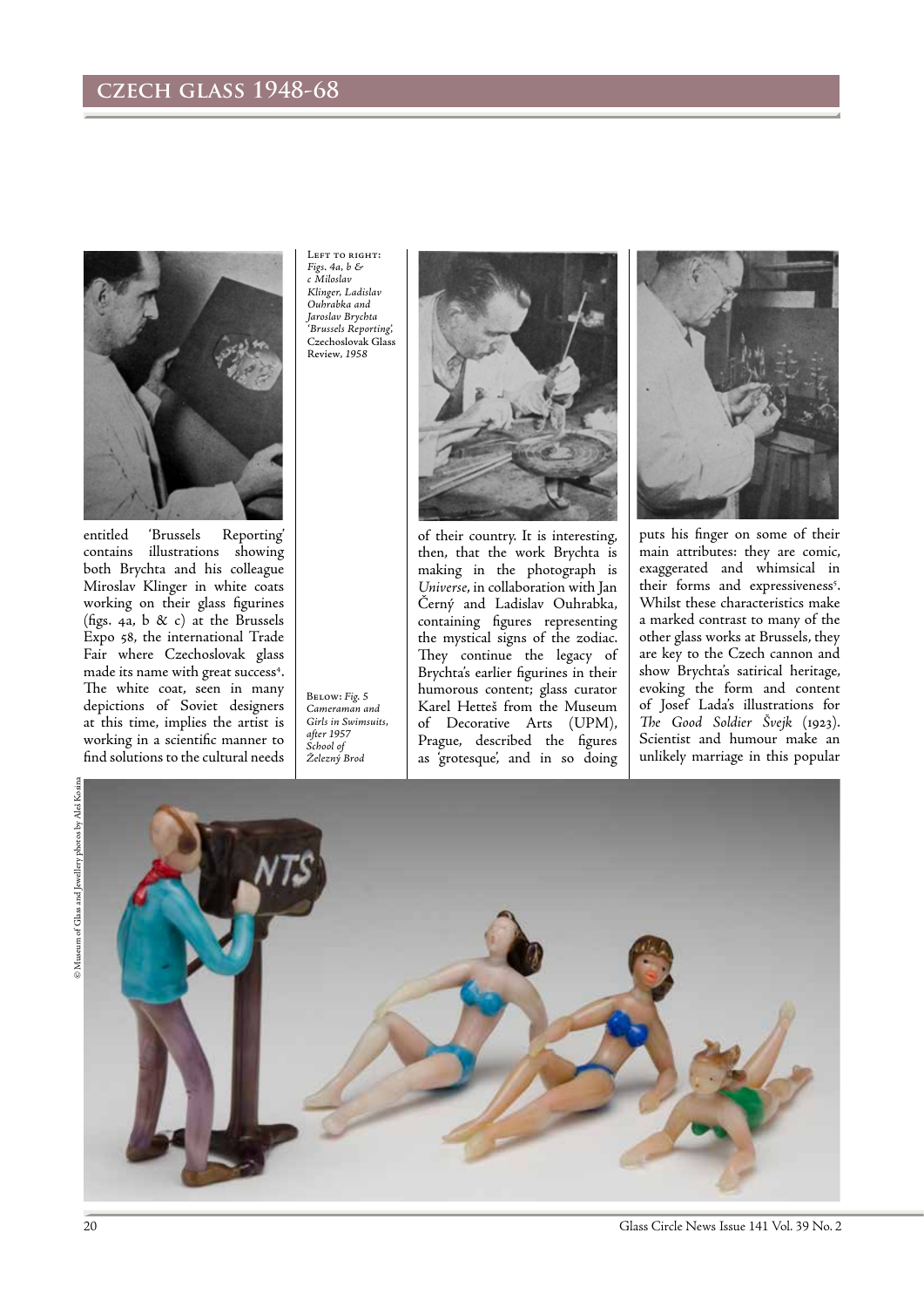entitled 'Brussels Reporting' contains illustrations showing both Brychta and his colleague Miroslav Klinger in white coats working on their glass figurines (figs. 4a, b & c) at the Brussels Expo 58, the international Trade Fair where Czechoslovak glass made its name with great success[4]. The white coat, seen in many depictions of Soviet designers at this time, implies the artist is working in a scientific manner to find solutions to the cultural needs of their country. It is interesting, then, that the work Brychta is making in the photograph is *Universe*, in collaboration with Jan Černý and Ladislav Ouhrabka, containing figures representing the mystical signs of the zodiac. They continue the legacy of Brychta's earlier figurines in their humorous content; glass curator Karel Hetteš from the Museum of Decorative Arts (UPM), Prague, described the figures as 'grotesque', and in so doing puts his finger on some of their main attributes: they are comic, exaggerated and whimsical in their forms and expressiveness[5]. Whilst these characteristics make a marked contrast to many of the other glass works at Brussels, they are key to the Czech cannon and show Brychta's satirical heritage, evoking the form and content of Josef Lada's illustrations for *The Good Soldier Švejk* (1923). Scientist and humour make an unlikely marriage in this popular

LEFT TO RIGHT: *Figs. 4a, b & c Miloslav Klinger, Ladislav Ouhrabka and Jaroslav Brychta 'Brussels Reporting',* Czechoslovak Glass Review, *1958*

BELOW: *Fig. 5 Cameraman and Girls in Swimsuits, after 1957 School of Železný Brod*

© Museum of Glass and Jewellery photos by Aleš Kosina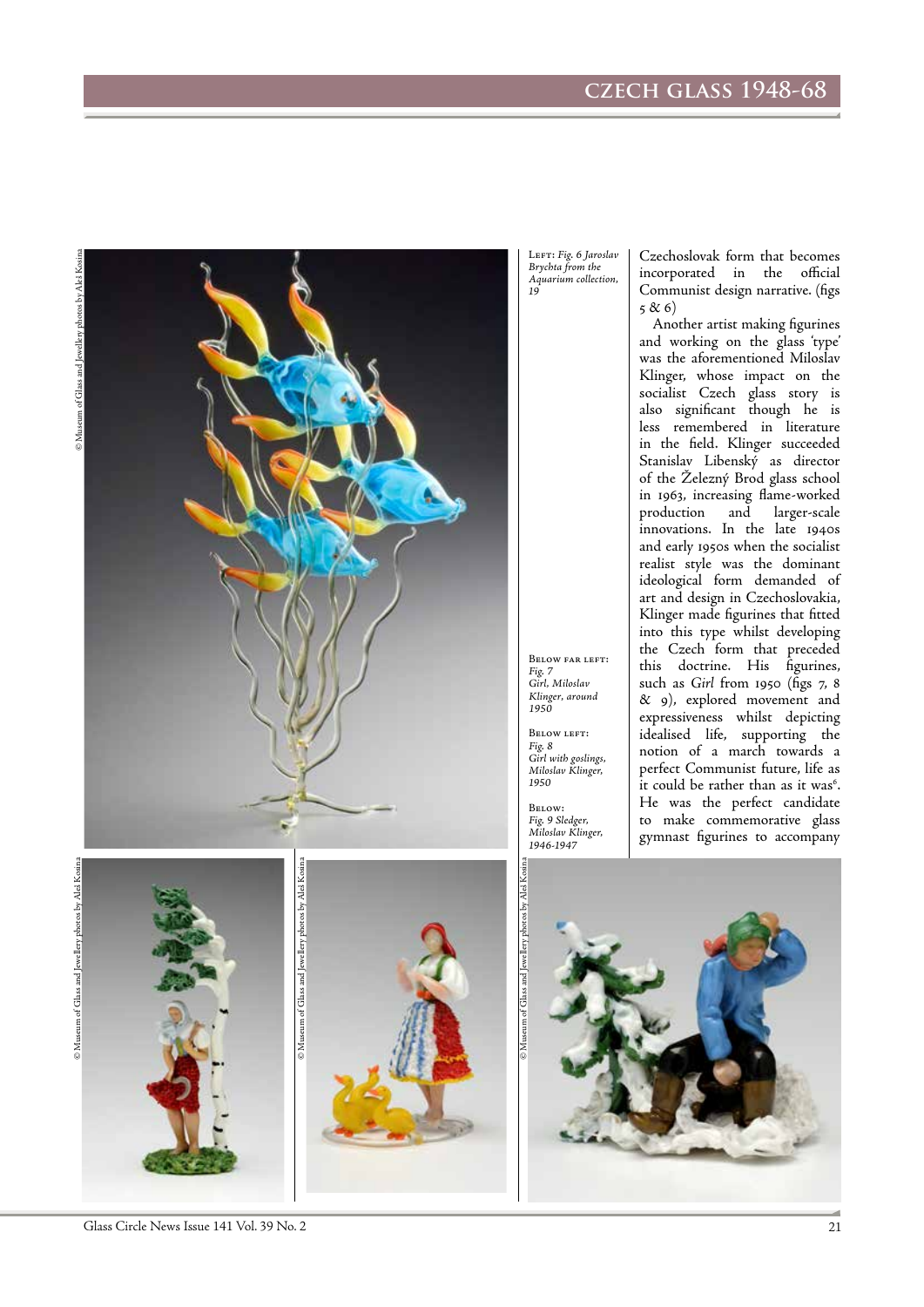Left: *Fig. 6 Jaroslav Brychta from the Aquarium collection, 19*

Below far left: *Fig. 7 Girl, Miloslav Klinger, around 1950*

Below left: *Fig. 8 Girl with goslings, Miloslav Klinger, 1950*

Below: *Fig. 9 Sledger, Miloslav Klinger, 1946-1947*

© Museum of Glass and Jewellery photos by Aleš Kosina

Czechoslovak form that becomes incorporated in the official Communist design narrative. (figs 5 & 6)

Another artist making figurines and working on the glass 'type' was the aforementioned Miloslav Klinger, whose impact on the socialist Czech glass story is also significant though he is less remembered in literature in the field. Klinger succeeded Stanislav Libenský as director of the Železný Brod glass school in 1963, increasing flame-worked production and larger-scale innovations. In the late 1940s and early 1950s when the socialist realist style was the dominant ideological form demanded of art and design in Czechoslovakia, Klinger made figurines that fitted into this type whilst developing the Czech form that preceded this doctrine. His figurines, such as *Girl* from 1950 (figs 7, 8 & 9), explored movement and expressiveness whilst depicting idealised life, supporting the notion of a march towards a perfect Communist future, life as it could be rather than as it was[6]. He was the perfect candidate to make commemorative glass gymnast figurines to accompany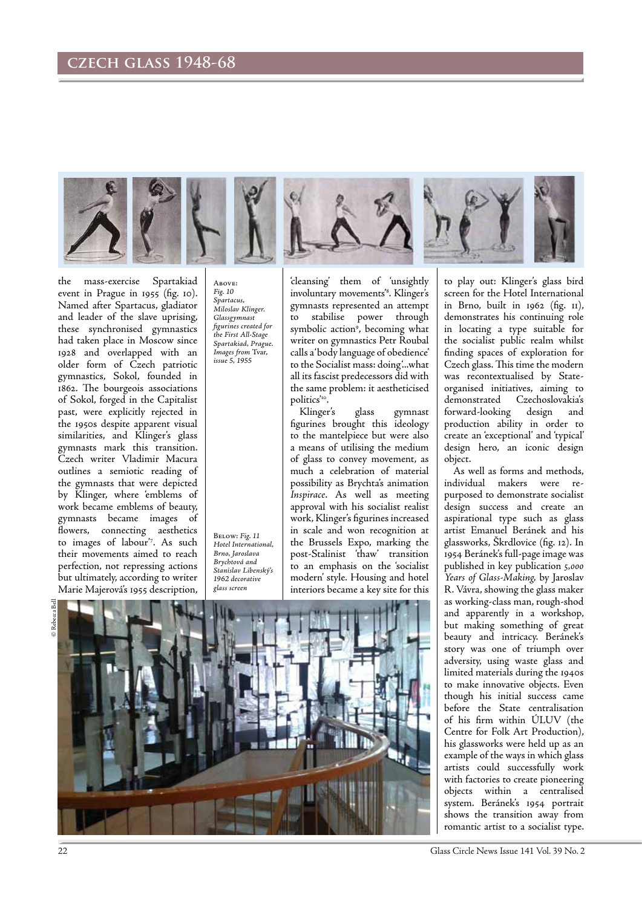the mass-exercise Spartakiad event in Prague in 1955 (fig. 10). Named after Spartacus, gladiator and leader of the slave uprising, these synchronised gymnastics had taken place in Moscow since 1928 and overlapped with an older form of Czech patriotic gymnastics, Sokol, founded in 1862. The bourgeois associations of Sokol, forged in the Capitalist past, were explicitly rejected in the 1950s despite apparent visual similarities, and Klinger's glass gymnasts mark this transition. Czech writer Vladimir Macura outlines a semiotic reading of the gymnasts that were depicted by Klinger, where 'emblems of work became emblems of beauty, gymnasts became images of flowers, connecting aesthetics to images of labour'[7]. As such their movements aimed to reach perfection, not repressing actions but ultimately, according to writer Marie Majerová's 1955 description, 'cleansing' them of 'unsightly involuntary movements'[8]. Klinger's gymnasts represented an attempt to stabilise power through symbolic action[9], becoming what writer on gymnastics Petr Roubal calls a 'body language of obedience' to the Socialist mass: doing '...what all its fascist predecessors did with the same problem: it aestheticised politics'[10].

Klinger's glass gymnast figurines brought this ideology to the mantelpiece but were also a means of utilising the medium of glass to convey movement, as much a celebration of material possibility as Brychta's animation *Inspirace*. As well as meeting approval with his socialist realist work, Klinger's figurines increased in scale and won recognition at the Brussels Expo, marking the post-Stalinist 'thaw' transition to an emphasis on the 'socialist modern' style. Housing and hotel interiors became a key site for this to play out: Klinger's glass bird screen for the Hotel International in Brno, built in 1962 (fig. 11), demonstrates his continuing role in locating a type suitable for the socialist public realm whilst finding spaces of exploration for Czech glass. This time the modern was recontextualised by State-organised initiatives, aiming to demonstrated Czechoslovakia's forward-looking design and production ability in order to create an 'exceptional' and 'typical' design hero, an iconic design object.

As well as forms and methods, individual makers were re-purposed to demonstrate socialist design success and create an aspirational type such as glass artist Emanuel Beránek and his glassworks, Škrdlovice (fig. 12). In 1954 Beránek's full-page image was published in key publication *5,000 Years of Glass-Making*, by Jaroslav R. Vávra, showing the glass maker as working-class man, rough-shod and apparently in a workshop, but making something of great beauty and intricacy. Beránek's story was one of triumph over adversity, using waste glass and limited materials during the 1940s to make innovative objects. Even though his initial success came before the State centralisation of his firm within ÚLUV (the Centre for Folk Art Production), his glassworks were held up as an example of the ways in which glass artists could successfully work with factories to create pioneering objects within a centralised system. Beránek's 1954 portrait shows the transition away from romantic artist to a socialist type.

Above: *Fig. 10 Spartacus, Miloslav Klinger. Glassgymnast figurines created for the First All-Stage Spartakiad, Prague. Images from* Tvar, *issue 5, 1955*

Below: *Fig. 11 Hotel International, Brno, Jaroslava Brychtová and Stanislav Libenský's 1962 decorative glass screen*

© Rebecca Bell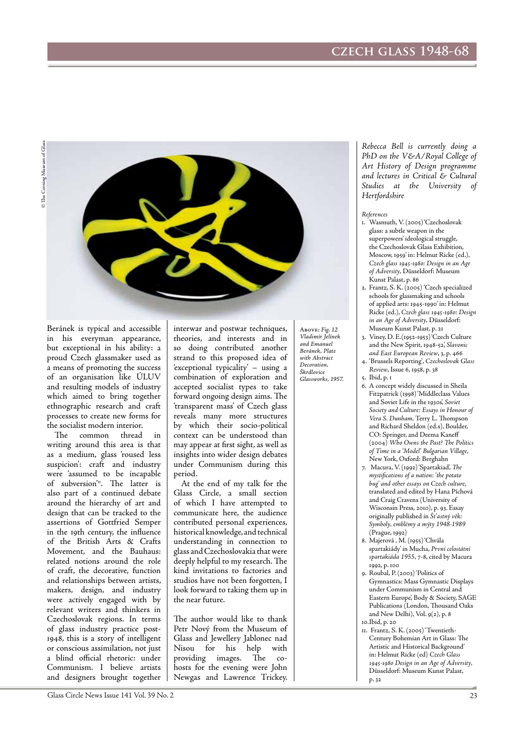© The Corning Museum of Glass

Beránek is typical and accessible in his everyman appearance, but exceptional in his ability: a proud Czech glassmaker used as a means of promoting the success of an organisation like ÚLUV and resulting models of industry which aimed to bring together ethnographic research and craft processes to create new forms for the socialist modern interior.

The common thread in writing around this area is that as a medium, glass 'roused less suspicion': craft and industry were 'assumed to be incapable of subversion'[11]. The latter is also part of a continued debate around the hierarchy of art and design that can be tracked to the assertions of Gottfried Semper in the 19th century, the influence of the British Arts & Crafts Movement, and the Bauhaus: related notions around the role of craft, the decorative, function and relationships between artists, makers, design, and industry were actively engaged with by relevant writers and thinkers in Czechoslovak regions. In terms of glass industry practice post-1948, this is a story of intelligent or conscious assimilation, not just a blind official rhetoric: under Communism. I believe artists and designers brought together interwar and postwar techniques, theories, and interests and in so doing contributed another strand to this proposed idea of 'exceptional typicality' – using a combination of exploration and accepted socialist types to take forward ongoing design aims. The 'transparent mass' of Czech glass reveals many more structures by which their socio-political context can be understood than may appear at first sight, as well as insights into wider design debates under Communism during this period.

At the end of my talk for the Glass Circle, a small section of which I have attempted to communicate here, the audience contributed personal experiences, historical knowledge, and technical understanding in connection to glass and Czechoslovakia that were deeply helpful to my research. The kind invitations to factories and studios have not been forgotten, I look forward to taking them up in the near future.

The author would like to thank Petr Nový from the Museum of Glass and Jewellery Jablonec nad Nisou for his help with providing images. The co-hosts for the evening were John Newgas and Lawrence Trickey.

ABOVE: *Fig. 12 Vladimír Jelínek and Emanuel Beránek, Plate with Abstract Decoration, Škrdlovice Glassworks, 1957.*

*Rebecca Bell is currently doing a PhD on the V&A/Royal College of Art History of Design programme and lectures in Critical & Cultural Studies at the University of Hertfordshire*

*References*

1. Wasmuth, V. (2005) 'Czechoslovak glass: a subtle weapon in the superpowers' ideological struggle, the Czechoslovak Glass Exhibition, Moscow, 1959' in: Helmut Ricke (ed.), *Czech glass 1945-1980: Design in an Age of Adversity*, Düsseldorf: Museum Kunst Palast, p. 86
2. Frantz, S. K. (2005) 'Czech specialized schools for glassmaking and schools of applied arts: 1945-1990' in: Helmut Ricke (ed.), *Czech glass 1945-1980: Design in an Age of Adversity*, Düsseldorf: Museum Kunst Palast, p. 21
3. Viney, D. E.(1952-1953) 'Czech Culture and the New Spirit, 1948-52', *Slavonic and East European Review*, 3, p. 466
4. 'Brussels Reporting', *Czechoslovak Glass Review*, Issue 6, 1958, p. 38
5. Ibid, p. 1
6. A concept widely discussed in Sheila Fitzpatrick (1998) 'Middleclass Values and Soviet Life in the 1930s', *Soviet Society and Culture: Essays in Honour of Vera S. Dunham*, Terry L. Thompson and Richard Sheldon (ed.s), Boulder, CO: Springer, and Deema Kaneff (2004) *Who Owns the Past? The Politics of Time in a 'Model' Bulgarian Village*, New York, Oxford: Berghahn
7. Macura, V. (1992) 'Spartakiad', *The mystifications of a nation: 'the potato bug' and other essays on Czech culture*, translated and edited by Hana Píchová and Craig Cravens (University of Wisconsin Press, 2010), p. 93. Essay originally published in *Šťastný věk: Symboly, emblémy a mýty 1948-1989* (Prague, 1992)
8. Majerová , M. (1955) 'Chvála spartakiády' in Mucha, *První celostátní spartakiáda 1955*, 7-8, cited by Macura 1992, p. 100
9. Roubal, P. (2003) 'Politics of Gymnastics: Mass Gymnastic Displays under Communism in Central and Eastern Europe', Body & Society, SAGE Publications (London, Thousand Oaks and New Delhi), Vol. 9(2), p. 8
10. Ibid, p. 20
11. Frantz, S. K. (2005) 'Twentieth-Century Bohemian Art in Glass: The Artistic and Historical Background' in: Helmut Ricke (ed) *Czech Glass 1945-1980 Design in an Age of Adversity*, Düsseldorf: Museum Kunst Palast, p. 32